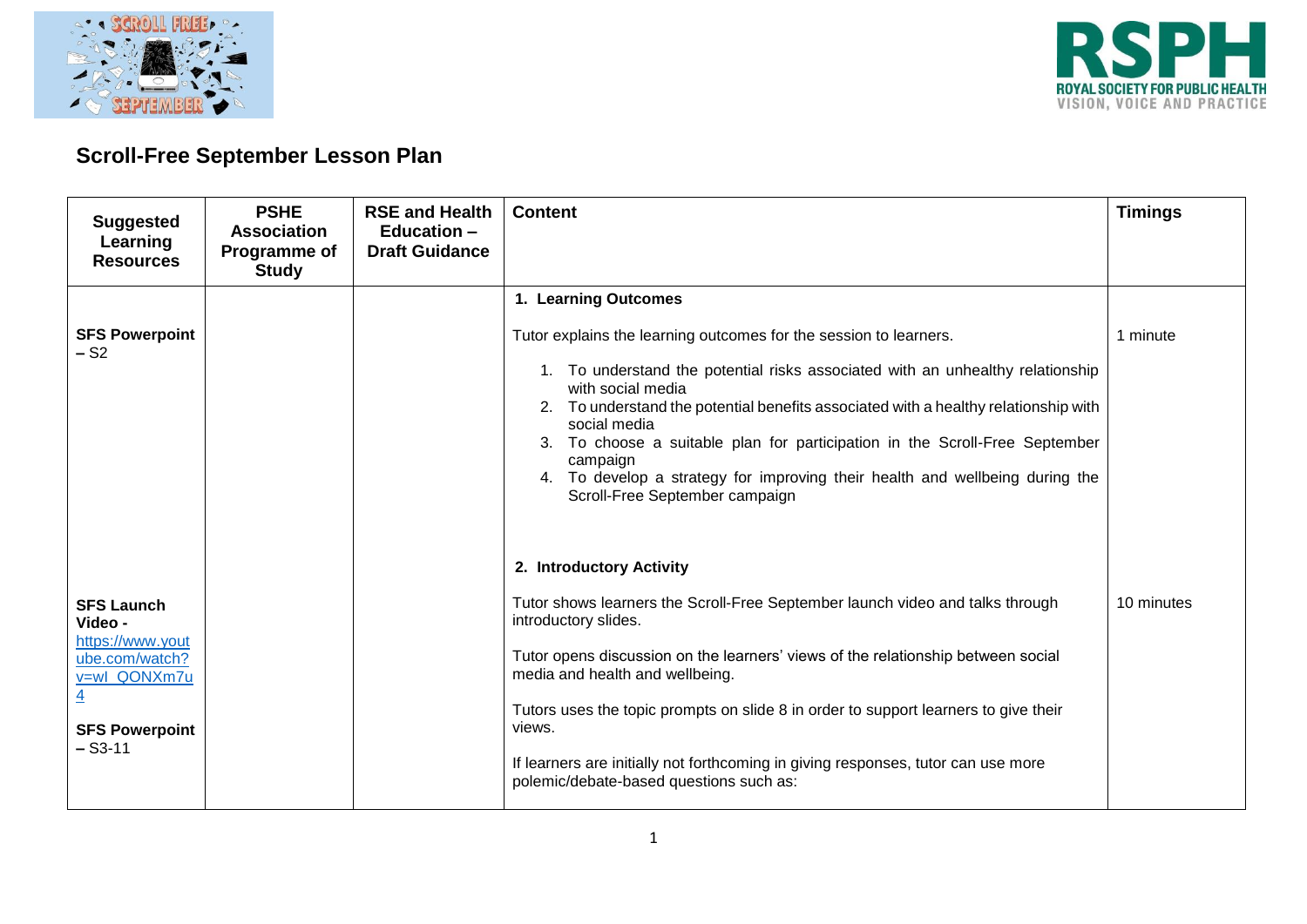# Scroll-Free September Lesson Plan

| Suggested Learning Resources | PSHE Association Programme of Study | RSE and Health Education – Draft Guidance | Content | Timings |
|---|---|---|---|---|
| | | | **1. Learning Outcomes** | |
| **SFS Powerpoint – S2** | | | Tutor explains the learning outcomes for the session to learners.<br><br>1. To understand the potential risks associated with an unhealthy relationship with social media<br>2. To understand the potential benefits associated with a healthy relationship with social media<br>3. To choose a suitable plan for participation in the Scroll-Free September campaign<br>4. To develop a strategy for improving their health and wellbeing during the Scroll-Free September campaign | 1 minute |
| | | | **2. Introductory Activity** | |
| **SFS Launch Video -** [https://www.youtube.com/watch?v=wI_QONXm7u4](https://www.youtube.com/watch?v=wI_QONXm7u4)<br><br>**SFS Powerpoint – S3-11** | | | Tutor shows learners the Scroll-Free September launch video and talks through introductory slides.<br><br>Tutor opens discussion on the learners' views of the relationship between social media and health and wellbeing.<br><br>Tutors uses the topic prompts on slide 8 in order to support learners to give their views.<br><br>If learners are initially not forthcoming in giving responses, tutor can use more polemic/debate-based questions such as: | 10 minutes |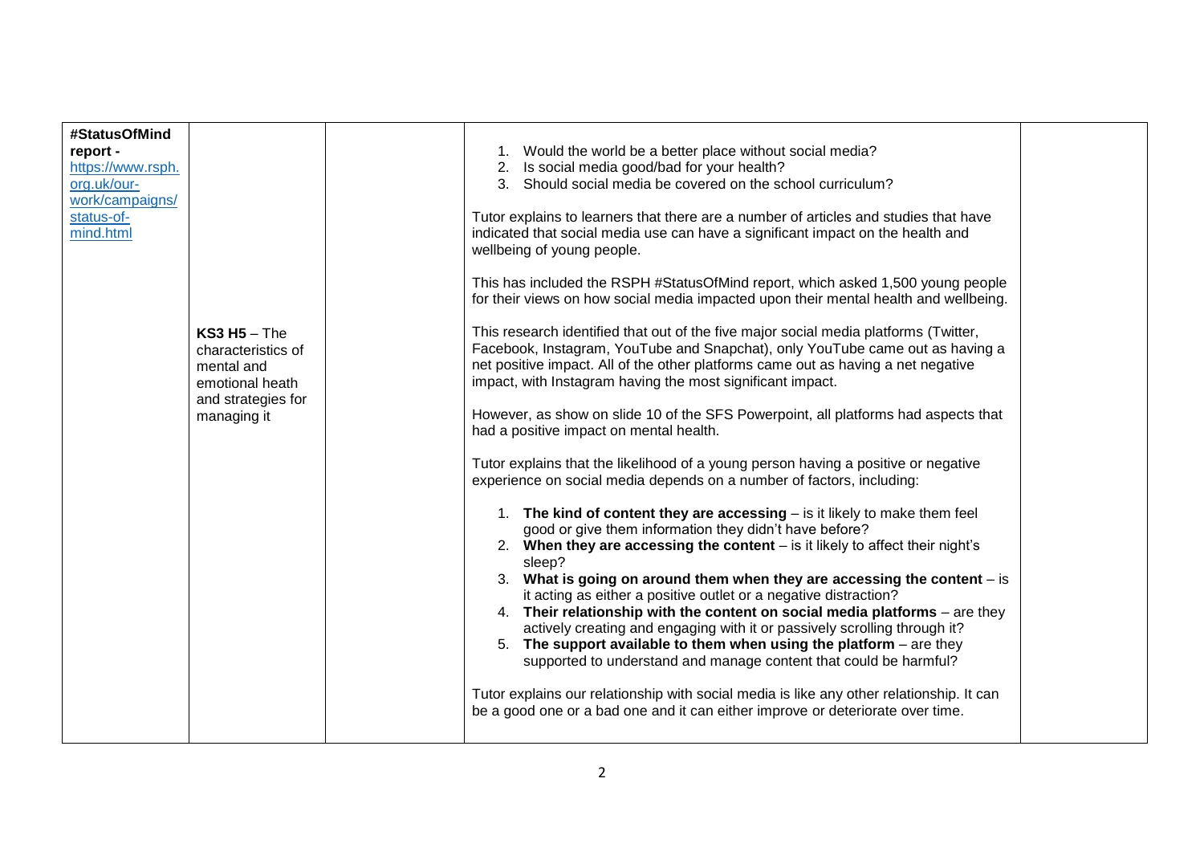| | | | | |
|---|---|---|---|---|
| **#StatusOfMind report -** https://www.rsph.org.uk/our-work/campaigns/status-of-mind.html | **KS3 H5** – The characteristics of mental and emotional heath and strategies for managing it | | 1. Would the world be a better place without social media?<br>2. Is social media good/bad for your health?<br>3. Should social media be covered on the school curriculum?<br><br>Tutor explains to learners that there are a number of articles and studies that have indicated that social media use can have a significant impact on the health and wellbeing of young people.<br><br>This has included the RSPH #StatusOfMind report, which asked 1,500 young people for their views on how social media impacted upon their mental health and wellbeing.<br><br>This research identified that out of the five major social media platforms (Twitter, Facebook, Instagram, YouTube and Snapchat), only YouTube came out as having a net positive impact. All of the other platforms came out as having a net negative impact, with Instagram having the most significant impact.<br><br>However, as show on slide 10 of the SFS Powerpoint, all platforms had aspects that had a positive impact on mental health.<br><br>Tutor explains that the likelihood of a young person having a positive or negative experience on social media depends on a number of factors, including:<br><br>1. **The kind of content they are accessing** – is it likely to make them feel good or give them information they didn't have before?<br>2. **When they are accessing the content** – is it likely to affect their night's sleep?<br>3. **What is going on around them when they are accessing the content** – is it acting as either a positive outlet or a negative distraction?<br>4. **Their relationship with the content on social media platforms** – are they actively creating and engaging with it or passively scrolling through it?<br>5. **The support available to them when using the platform** – are they supported to understand and manage content that could be harmful?<br><br>Tutor explains our relationship with social media is like any other relationship. It can be a good one or a bad one and it can either improve or deteriorate over time. | |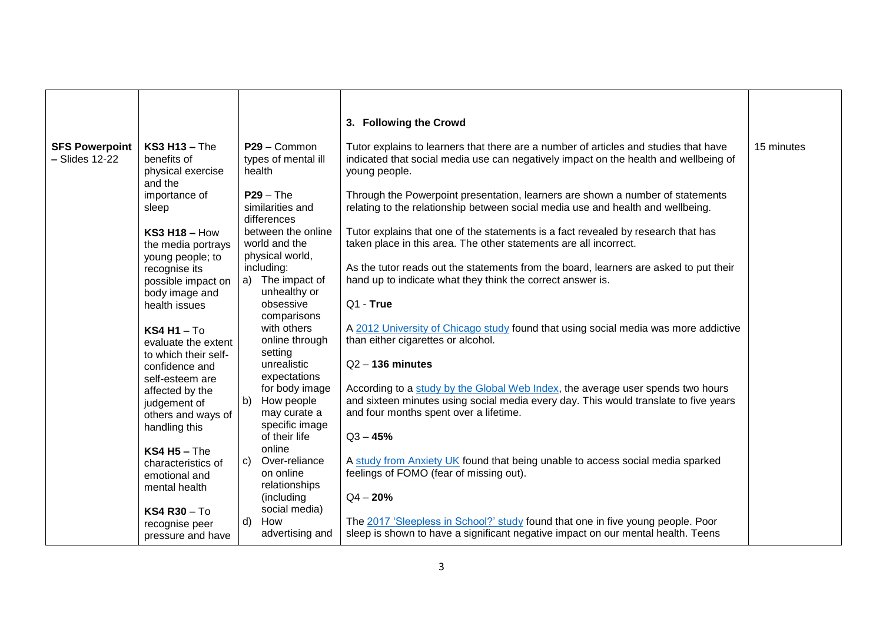| | | | | |
|---|---|---|---|---|
| **SFS Powerpoint – Slides 12-22** | **KS3 H13 –** The benefits of physical exercise and the importance of sleep<br><br>**KS3 H18 –** How the media portrays young people; to recognise its possible impact on body image and health issues<br><br>**KS4 H1** – To evaluate the extent to which their self-confidence and self-esteem are affected by the judgement of others and ways of handling this<br><br>**KS4 H5 –** The characteristics of emotional and mental health<br><br>**KS4 R30** – To recognise peer pressure and have | **P29** – Common types of mental ill health<br><br>**P29** – The similarities and differences between the online world and the physical world, including:<br>a) The impact of unhealthy or obsessive comparisons with others online through setting unrealistic expectations for body image<br>b) How people may curate a specific image of their life online<br>c) Over-reliance on online relationships (including social media)<br>d) How advertising and | **3. Following the Crowd**<br><br>Tutor explains to learners that there are a number of articles and studies that have indicated that social media use can negatively impact on the health and wellbeing of young people.<br><br>Through the Powerpoint presentation, learners are shown a number of statements relating to the relationship between social media use and health and wellbeing.<br><br>Tutor explains that one of the statements is a fact revealed by research that has taken place in this area. The other statements are all incorrect.<br><br>As the tutor reads out the statements from the board, learners are asked to put their hand up to indicate what they think the correct answer is.<br><br>Q1 - **True**<br><br>A 2012 University of Chicago study found that using social media was more addictive than either cigarettes or alcohol.<br><br>Q2 – **136 minutes**<br><br>According to a study by the Global Web Index, the average user spends two hours and sixteen minutes using social media every day. This would translate to five years and four months spent over a lifetime.<br><br>Q3 – **45%**<br><br>A study from Anxiety UK found that being unable to access social media sparked feelings of FOMO (fear of missing out).<br><br>Q4 – **20%**<br><br>The 2017 'Sleepless in School?' study found that one in five young people. Poor sleep is shown to have a significant negative impact on our mental health. Teens | 15 minutes |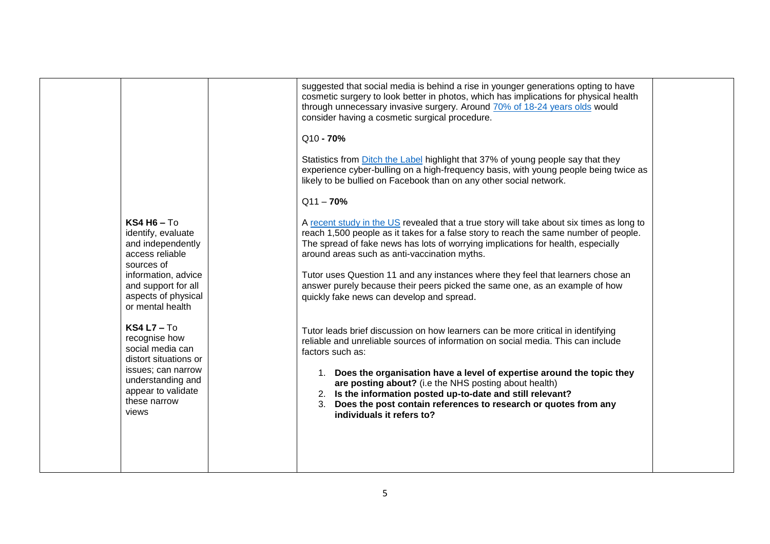| | | | | |
|---|---|---|---|---|
| | **KS4 H6 –** To identify, evaluate and independently access reliable sources of information, advice and support for all aspects of physical or mental health<br><br>**KS4 L7 –** To recognise how social media can distort situations or issues; can narrow understanding and appear to validate these narrow views | | suggested that social media is behind a rise in younger generations opting to have cosmetic surgery to look better in photos, which has implications for physical health through unnecessary invasive surgery. Around [70% of 18-24 years olds] would consider having a cosmetic surgical procedure.<br><br>Q10 **- 70%**<br><br>Statistics from [Ditch the Label] highlight that 37% of young people say that they experience cyber-bulling on a high-frequency basis, with young people being twice as likely to be bullied on Facebook than on any other social network.<br><br>Q11 – **70%**<br><br>A [recent study in the US] revealed that a true story will take about six times as long to reach 1,500 people as it takes for a false story to reach the same number of people. The spread of fake news has lots of worrying implications for health, especially around areas such as anti-vaccination myths.<br><br>Tutor uses Question 11 and any instances where they feel that learners chose an answer purely because their peers picked the same one, as an example of how quickly fake news can develop and spread.<br><br>Tutor leads brief discussion on how learners can be more critical in identifying reliable and unreliable sources of information on social media. This can include factors such as:<br><br>1. **Does the organisation have a level of expertise around the topic they are posting about?** (i.e the NHS posting about health)<br>2. **Is the information posted up-to-date and still relevant?**<br>3. **Does the post contain references to research or quotes from any individuals it refers to?** | |